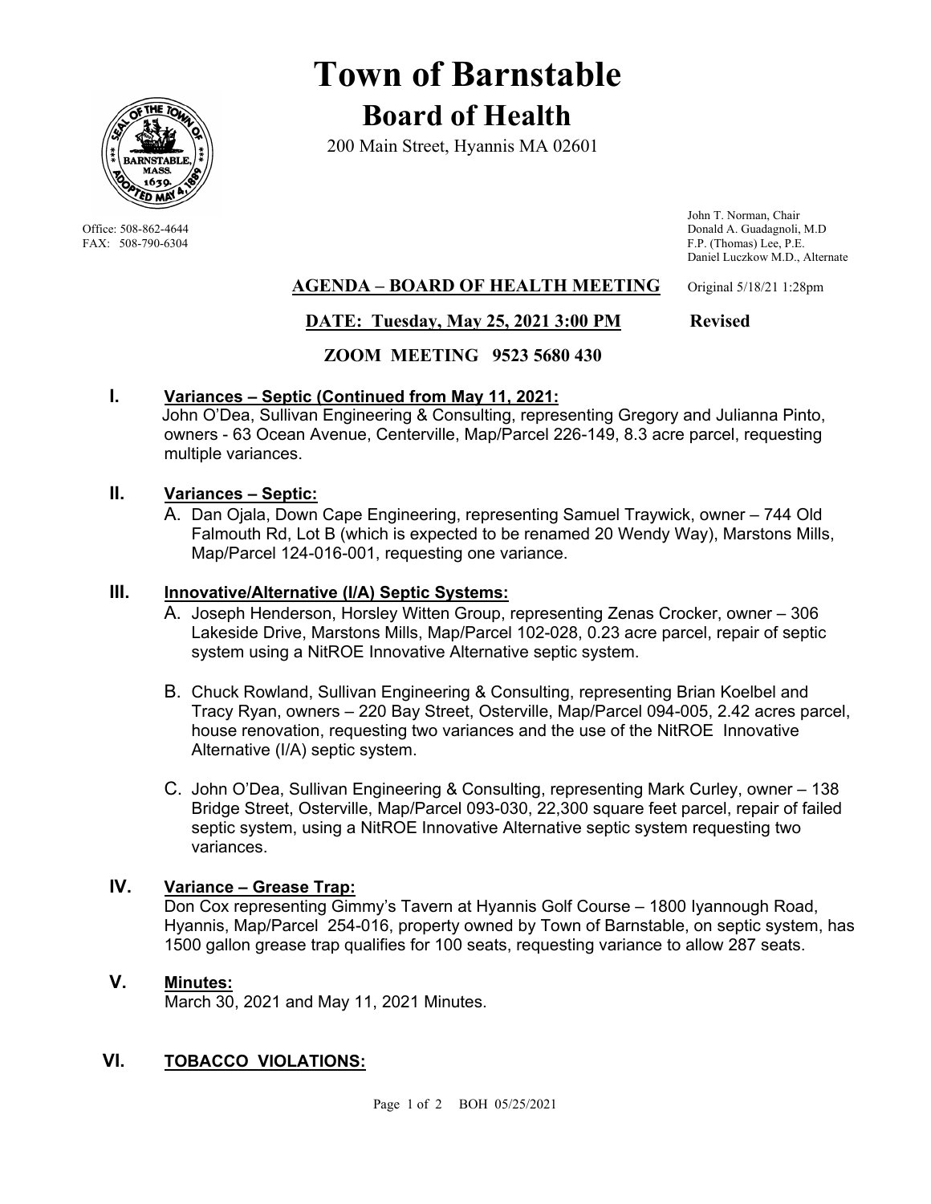# Town of Barnstable

## Board of Health

200 Main Street, Hyannis MA 02601

Office: 508-862-4644
FAX: 508-790-6304

John T. Norman, Chair
Donald A. Guadagnoli, M.D
F.P. (Thomas) Lee, P.E.
Daniel Luczkow M.D., Alternate

**AGENDA – BOARD OF HEALTH MEETING** Original 5/18/21 1:28pm

**DATE: Tuesday, May 25, 2021 3:00 PM** **Revised**

**ZOOM MEETING 9523 5680 430**

### I. Variances – Septic (Continued from May 11, 2021:

John O'Dea, Sullivan Engineering & Consulting, representing Gregory and Julianna Pinto, owners - 63 Ocean Avenue, Centerville, Map/Parcel 226-149, 8.3 acre parcel, requesting multiple variances.

### II. Variances – Septic:

A. Dan Ojala, Down Cape Engineering, representing Samuel Traywick, owner – 744 Old Falmouth Rd, Lot B (which is expected to be renamed 20 Wendy Way), Marstons Mills, Map/Parcel 124-016-001, requesting one variance.

### III. Innovative/Alternative (I/A) Septic Systems:

A. Joseph Henderson, Horsley Witten Group, representing Zenas Crocker, owner – 306 Lakeside Drive, Marstons Mills, Map/Parcel 102-028, 0.23 acre parcel, repair of septic system using a NitROE Innovative Alternative septic system.

B. Chuck Rowland, Sullivan Engineering & Consulting, representing Brian Koelbel and Tracy Ryan, owners – 220 Bay Street, Osterville, Map/Parcel 094-005, 2.42 acres parcel, house renovation, requesting two variances and the use of the NitROE Innovative Alternative (I/A) septic system.

C. John O'Dea, Sullivan Engineering & Consulting, representing Mark Curley, owner – 138 Bridge Street, Osterville, Map/Parcel 093-030, 22,300 square feet parcel, repair of failed septic system, using a NitROE Innovative Alternative septic system requesting two variances.

### IV. Variance – Grease Trap:

Don Cox representing Gimmy's Tavern at Hyannis Golf Course – 1800 Iyannough Road, Hyannis, Map/Parcel 254-016, property owned by Town of Barnstable, on septic system, has 1500 gallon grease trap qualifies for 100 seats, requesting variance to allow 287 seats.

### V. Minutes:

March 30, 2021 and May 11, 2021 Minutes.

### VI. TOBACCO VIOLATIONS: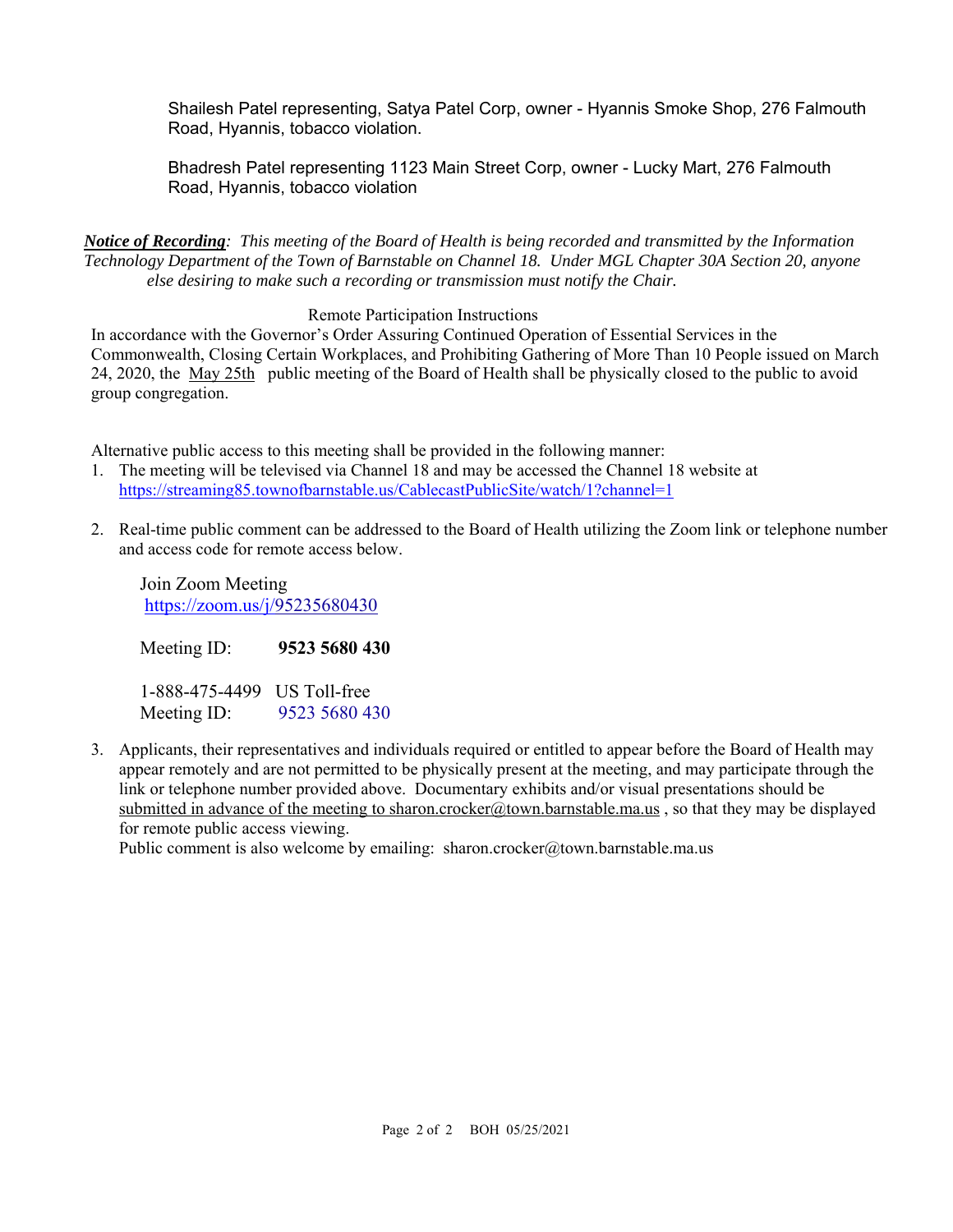Shailesh Patel representing, Satya Patel Corp, owner - Hyannis Smoke Shop, 276 Falmouth Road, Hyannis, tobacco violation.

Bhadresh Patel representing 1123 Main Street Corp, owner - Lucky Mart, 276 Falmouth Road, Hyannis, tobacco violation

***Notice of Recording***: *This meeting of the Board of Health is being recorded and transmitted by the Information Technology Department of the Town of Barnstable on Channel 18. Under MGL Chapter 30A Section 20, anyone else desiring to make such a recording or transmission must notify the Chair.*

Remote Participation Instructions

In accordance with the Governor's Order Assuring Continued Operation of Essential Services in the Commonwealth, Closing Certain Workplaces, and Prohibiting Gathering of More Than 10 People issued on March 24, 2020, the May 25th public meeting of the Board of Health shall be physically closed to the public to avoid group congregation.

Alternative public access to this meeting shall be provided in the following manner:

1. The meeting will be televised via Channel 18 and may be accessed the Channel 18 website at https://streaming85.townofbarnstable.us/CablecastPublicSite/watch/1?channel=1

2. Real-time public comment can be addressed to the Board of Health utilizing the Zoom link or telephone number and access code for remote access below.

   Join Zoom Meeting
   https://zoom.us/j/95235680430

   Meeting ID: **9523 5680 430**

   1-888-475-4499 US Toll-free
   Meeting ID: 9523 5680 430

3. Applicants, their representatives and individuals required or entitled to appear before the Board of Health may appear remotely and are not permitted to be physically present at the meeting, and may participate through the link or telephone number provided above. Documentary exhibits and/or visual presentations should be submitted in advance of the meeting to sharon.crocker@town.barnstable.ma.us , so that they may be displayed for remote public access viewing.
   Public comment is also welcome by emailing: sharon.crocker@town.barnstable.ma.us